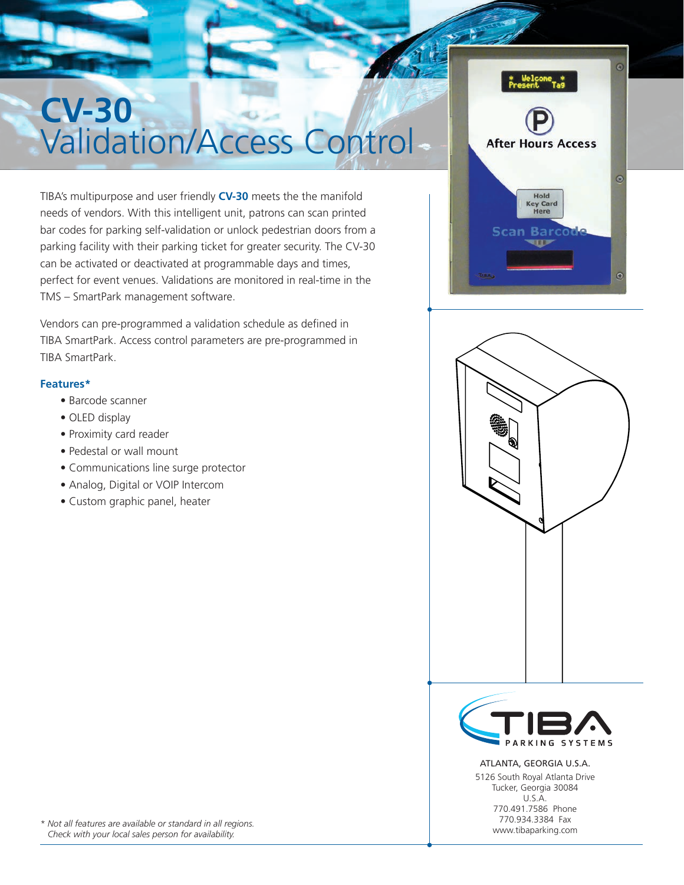# CV-30 Validation/Access Control

TIBA's multipurpose and user friendly **CV-30** meets the the manifold needs of vendors. With this intelligent unit, patrons can scan printed bar codes for parking self-validation or unlock pedestrian doors from a parking facility with their parking ticket for greater security. The CV-30 can be activated or deactivated at programmable days and times, perfect for event venues. Validations are monitored in real-time in the TMS – SmartPark management software.

Vendors can pre-programmed a validation schedule as defined in TIBA SmartPark. Access control parameters are pre-programmed in TIBA SmartPark.

### Features*

- Barcode scanner
- OLED display
- Proximity card reader
- Pedestal or wall mount
- Communications line surge protector
- Analog, Digital or VOIP Intercom
- Custom graphic panel, heater

*\* Not all features are available or standard in all regions. Check with your local sales person for availability.*

TIBA PARKING SYSTEMS

ATLANTA, GEORGIA U.S.A.
5126 South Royal Atlanta Drive
Tucker, Georgia 30084
U.S.A.
770.491.7586 Phone
770.934.3384 Fax
www.tibaparking.com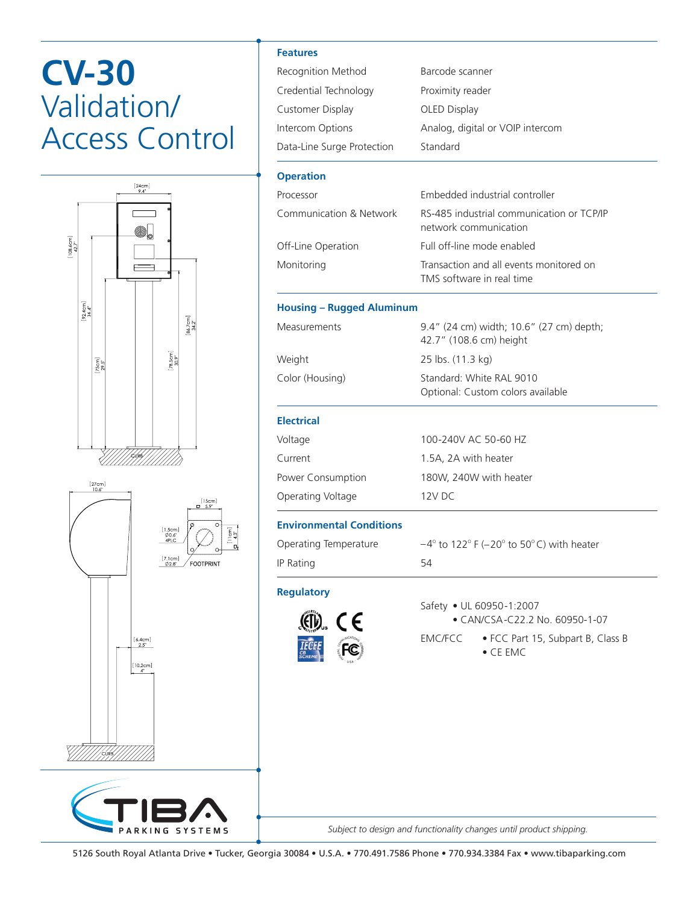# CV-30 Validation/ Access Control

[24cm]
9.4"

[108.6cm]
42.7"

[92.4cm]
36.4"

[75cm]
29.5"

[86.7cm]
34.2"

[78.5cm]
30.9"

CURB

[27cm]
10.6"

[15cm]
5.9"

[1.5cm]
Ø0.6"
4PLC

[11cm]
4.3"

[7.1cm]
Ø2.8"

FOOTPRINT

[6.4cm]
2.5"

[10.2cm]
4"

CURB

## Features

| | |
|---|---|
| Recognition Method | Barcode scanner |
| Credential Technology | Proximity reader |
| Customer Display | OLED Display |
| Intercom Options | Analog, digital or VOIP intercom |
| Data-Line Surge Protection | Standard |

## Operation

| | |
|---|---|
| Processor | Embedded industrial controller |
| Communication & Network | RS-485 industrial communication or TCP/IP network communication |
| Off-Line Operation | Full off-line mode enabled |
| Monitoring | Transaction and all events monitored on TMS software in real time |

## Housing – Rugged Aluminum

| | |
|---|---|
| Measurements | 9.4” (24 cm) width; 10.6” (27 cm) depth; 42.7” (108.6 cm) height |
| Weight | 25 lbs. (11.3 kg) |
| Color (Housing) | Standard: White RAL 9010<br>Optional: Custom colors available |

## Electrical

| | |
|---|---|
| Voltage | 100-240V AC 50-60 HZ |
| Current | 1.5A, 2A with heater |
| Power Consumption | 180W, 240W with heater |
| Operating Voltage | 12V DC |

## Environmental Conditions

| | |
|---|---|
| Operating Temperature | –4° to 122° F (–20° to 50° C) with heater |
| IP Rating | 54 |

## Regulatory

Safety
- UL 60950-1:2007
- CAN/CSA-C22.2 No. 60950-1-07

EMC/FCC
- FCC Part 15, Subpart B, Class B
- CE EMC

TIBA PARKING SYSTEMS

*Subject to design and functionality changes until product shipping.*

5126 South Royal Atlanta Drive • Tucker, Georgia 30084 • U.S.A. • 770.491.7586 Phone • 770.934.3384 Fax • www.tibaparking.com